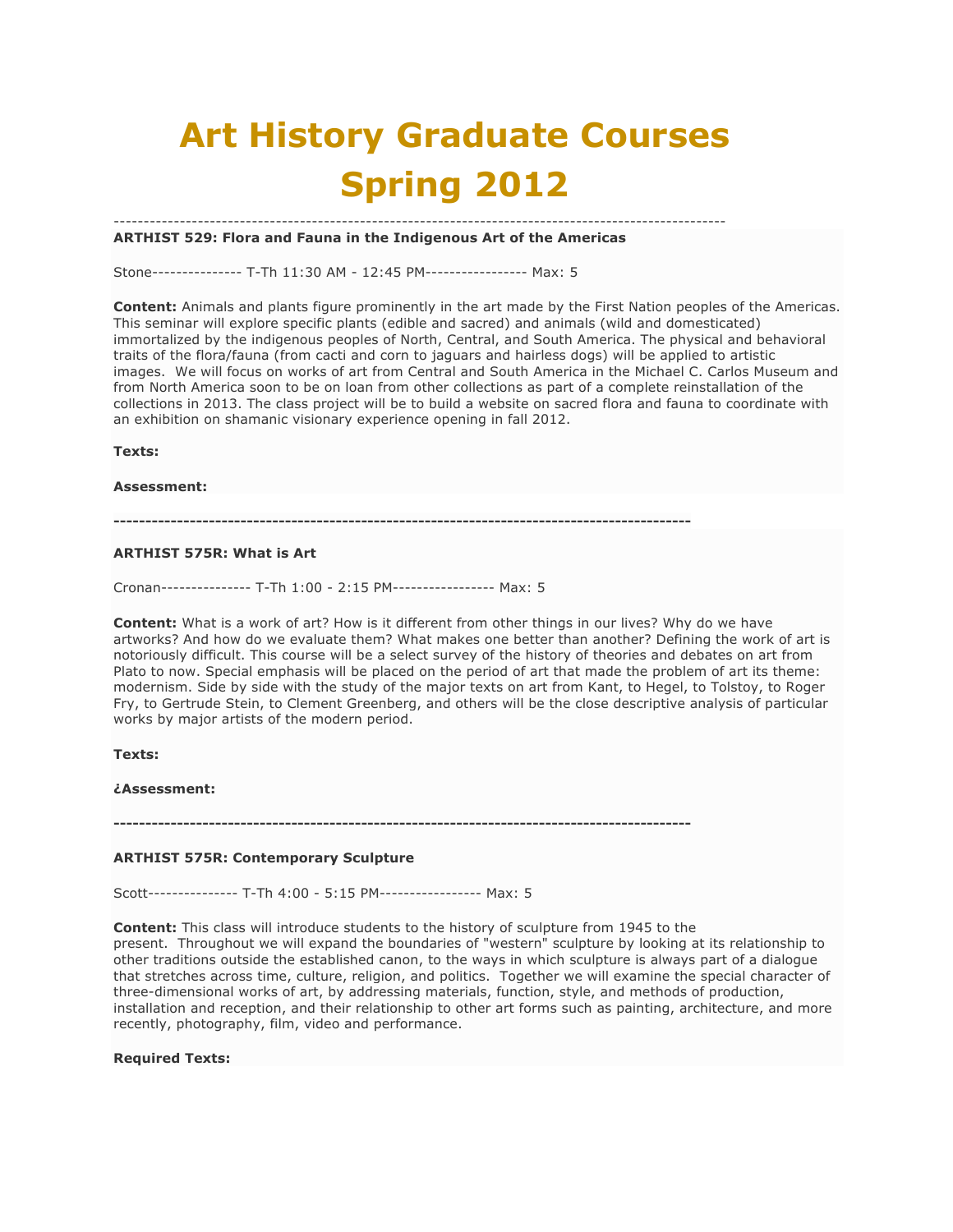# Art History Graduate Courses Spring 2012

---

**ARTHIST 529: Flora and Fauna in the Indigenous Art of the Americas**

Stone--------------- T-Th 11:30 AM - 12:45 PM----------------- Max: 5

**Content:** Animals and plants figure prominently in the art made by the First Nation peoples of the Americas. This seminar will explore specific plants (edible and sacred) and animals (wild and domesticated) immortalized by the indigenous peoples of North, Central, and South America. The physical and behavioral traits of the flora/fauna (from cacti and corn to jaguars and hairless dogs) will be applied to artistic images. We will focus on works of art from Central and South America in the Michael C. Carlos Museum and from North America soon to be on loan from other collections as part of a complete reinstallation of the collections in 2013. The class project will be to build a website on sacred flora and fauna to coordinate with an exhibition on shamanic visionary experience opening in fall 2012.

**Texts:**

**Assessment:**

---

**ARTHIST 575R: What is Art**

Cronan--------------- T-Th 1:00 - 2:15 PM----------------- Max: 5

**Content:** What is a work of art? How is it different from other things in our lives? Why do we have artworks? And how do we evaluate them? What makes one better than another? Defining the work of art is notoriously difficult. This course will be a select survey of the history of theories and debates on art from Plato to now. Special emphasis will be placed on the period of art that made the problem of art its theme: modernism. Side by side with the study of the major texts on art from Kant, to Hegel, to Tolstoy, to Roger Fry, to Gertrude Stein, to Clement Greenberg, and others will be the close descriptive analysis of particular works by major artists of the modern period.

**Texts:**

**¿Assessment:**

---

**ARTHIST 575R: Contemporary Sculpture**

Scott--------------- T-Th 4:00 - 5:15 PM----------------- Max: 5

**Content:** This class will introduce students to the history of sculpture from 1945 to the present. Throughout we will expand the boundaries of "western" sculpture by looking at its relationship to other traditions outside the established canon, to the ways in which sculpture is always part of a dialogue that stretches across time, culture, religion, and politics. Together we will examine the special character of three-dimensional works of art, by addressing materials, function, style, and methods of production, installation and reception, and their relationship to other art forms such as painting, architecture, and more recently, photography, film, video and performance.

**Required Texts:**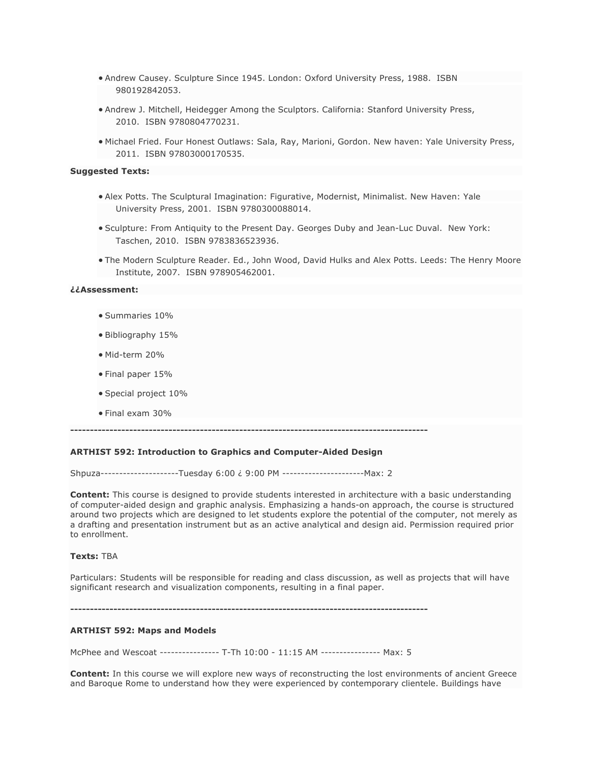- Andrew Causey. Sculpture Since 1945. London: Oxford University Press, 1988.  ISBN 980192842053.
- Andrew J. Mitchell, Heidegger Among the Sculptors. California: Stanford University Press, 2010.  ISBN 9780804770231.
- Michael Fried. Four Honest Outlaws: Sala, Ray, Marioni, Gordon. New haven: Yale University Press, 2011.  ISBN 97803000170535.

**Suggested Texts:**

- Alex Potts. The Sculptural Imagination: Figurative, Modernist, Minimalist. New Haven: Yale University Press, 2001.  ISBN 9780300088014.
- Sculpture: From Antiquity to the Present Day. Georges Duby and Jean-Luc Duval.  New York: Taschen, 2010.  ISBN 9783836523936.
- The Modern Sculpture Reader. Ed., John Wood, David Hulks and Alex Potts. Leeds: The Henry Moore Institute, 2007.  ISBN 978905462001.

**¿¿Assessment:**

- Summaries 10%
- Bibliography 15%
- Mid-term 20%
- Final paper 15%
- Special project 10%
- Final exam 30%

**--------------------------------------------------------------------------------------------**

**ARTHIST 592: Introduction to Graphics and Computer-Aided Design**

Shpuza---------------------Tuesday 6:00 ¿ 9:00 PM ----------------------Max: 2

**Content:** This course is designed to provide students interested in architecture with a basic understanding of computer-aided design and graphic analysis. Emphasizing a hands-on approach, the course is structured around two projects which are designed to let students explore the potential of the computer, not merely as a drafting and presentation instrument but as an active analytical and design aid. Permission required prior to enrollment.

**Texts:** TBA

Particulars: Students will be responsible for reading and class discussion, as well as projects that will have significant research and visualization components, resulting in a final paper.

**--------------------------------------------------------------------------------------------**

**ARTHIST 592: Maps and Models**

McPhee and Wescoat ---------------- T-Th 10:00 - 11:15 AM ---------------- Max: 5

**Content:** In this course we will explore new ways of reconstructing the lost environments of ancient Greece and Baroque Rome to understand how they were experienced by contemporary clientele. Buildings have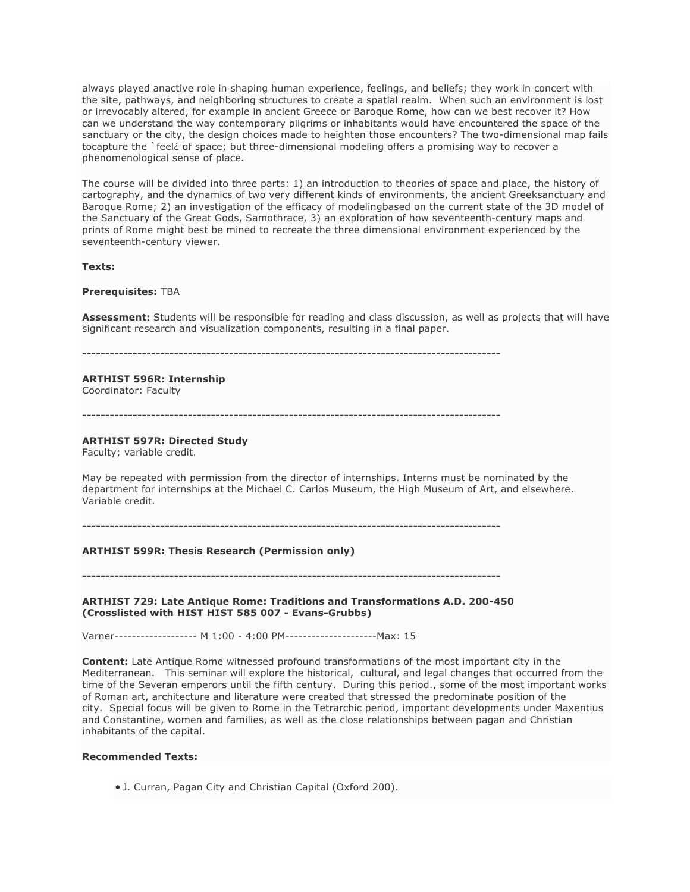always played anactive role in shaping human experience, feelings, and beliefs; they work in concert with the site, pathways, and neighboring structures to create a spatial realm. When such an environment is lost or irrevocably altered, for example in ancient Greece or Baroque Rome, how can we best recover it? How can we understand the way contemporary pilgrims or inhabitants would have encountered the space of the sanctuary or the city, the design choices made to heighten those encounters? The two-dimensional map fails tocapture the `feel¿ of space; but three-dimensional modeling offers a promising way to recover a phenomenological sense of place.

The course will be divided into three parts: 1) an introduction to theories of space and place, the history of cartography, and the dynamics of two very different kinds of environments, the ancient Greeksanctuary and Baroque Rome; 2) an investigation of the efficacy of modelingbased on the current state of the 3D model of the Sanctuary of the Great Gods, Samothrace, 3) an exploration of how seventeenth-century maps and prints of Rome might best be mined to recreate the three dimensional environment experienced by the seventeenth-century viewer.

**Texts:**

**Prerequisites:** TBA

**Assessment:** Students will be responsible for reading and class discussion, as well as projects that will have significant research and visualization components, resulting in a final paper.

**-------------------------------------------------------------------------------------------**

**ARTHIST 596R: Internship**
Coordinator: Faculty

**-------------------------------------------------------------------------------------------**

**ARTHIST 597R: Directed Study**
Faculty; variable credit.

May be repeated with permission from the director of internships. Interns must be nominated by the department for internships at the Michael C. Carlos Museum, the High Museum of Art, and elsewhere. Variable credit.

**-------------------------------------------------------------------------------------------**

**ARTHIST 599R: Thesis Research (Permission only)**

**-------------------------------------------------------------------------------------------**

**ARTHIST 729: Late Antique Rome: Traditions and Transformations A.D. 200-450 (Crosslisted with HIST HIST 585 007 - Evans-Grubbs)**

Varner------------------- M 1:00 - 4:00 PM---------------------Max: 15

**Content:** Late Antique Rome witnessed profound transformations of the most important city in the Mediterranean. This seminar will explore the historical, cultural, and legal changes that occurred from the time of the Severan emperors until the fifth century. During this period., some of the most important works of Roman art, architecture and literature were created that stressed the predominate position of the city. Special focus will be given to Rome in the Tetrarchic period, important developments under Maxentius and Constantine, women and families, as well as the close relationships between pagan and Christian inhabitants of the capital.

**Recommended Texts:**

- J. Curran, Pagan City and Christian Capital (Oxford 200).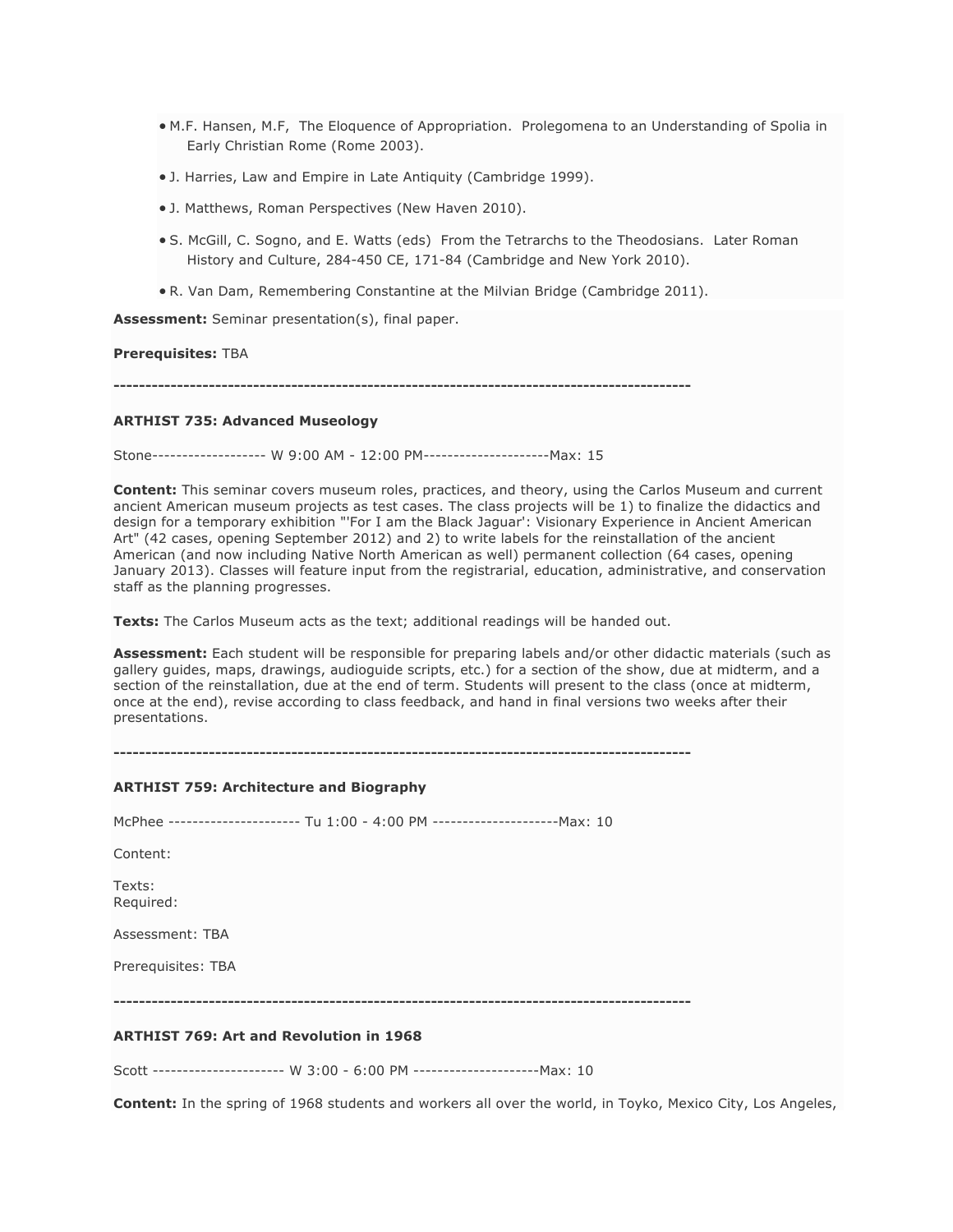- M.F. Hansen, M.F, The Eloquence of Appropriation. Prolegomena to an Understanding of Spolia in Early Christian Rome (Rome 2003).
- J. Harries, Law and Empire in Late Antiquity (Cambridge 1999).
- J. Matthews, Roman Perspectives (New Haven 2010).
- S. McGill, C. Sogno, and E. Watts (eds) From the Tetrarchs to the Theodosians. Later Roman History and Culture, 284-450 CE, 171-84 (Cambridge and New York 2010).
- R. Van Dam, Remembering Constantine at the Milvian Bridge (Cambridge 2011).

**Assessment:** Seminar presentation(s), final paper.

**Prerequisites:** TBA

**--------------------------------------------------------------------------------------------**

**ARTHIST 735: Advanced Museology**

Stone------------------- W 9:00 AM - 12:00 PM---------------------Max: 15

**Content:** This seminar covers museum roles, practices, and theory, using the Carlos Museum and current ancient American museum projects as test cases. The class projects will be 1) to finalize the didactics and design for a temporary exhibition "'For I am the Black Jaguar': Visionary Experience in Ancient American Art" (42 cases, opening September 2012) and 2) to write labels for the reinstallation of the ancient American (and now including Native North American as well) permanent collection (64 cases, opening January 2013). Classes will feature input from the registrarial, education, administrative, and conservation staff as the planning progresses.

**Texts:** The Carlos Museum acts as the text; additional readings will be handed out.

**Assessment:** Each student will be responsible for preparing labels and/or other didactic materials (such as gallery guides, maps, drawings, audioguide scripts, etc.) for a section of the show, due at midterm, and a section of the reinstallation, due at the end of term. Students will present to the class (once at midterm, once at the end), revise according to class feedback, and hand in final versions two weeks after their presentations.

**--------------------------------------------------------------------------------------------**

**ARTHIST 759: Architecture and Biography**

McPhee ---------------------- Tu 1:00 - 4:00 PM ---------------------Max: 10

Content:

Texts:
Required:

Assessment: TBA

Prerequisites: TBA

**--------------------------------------------------------------------------------------------**

**ARTHIST 769: Art and Revolution in 1968**

Scott ---------------------- W 3:00 - 6:00 PM ---------------------Max: 10

**Content:** In the spring of 1968 students and workers all over the world, in Toyko, Mexico City, Los Angeles,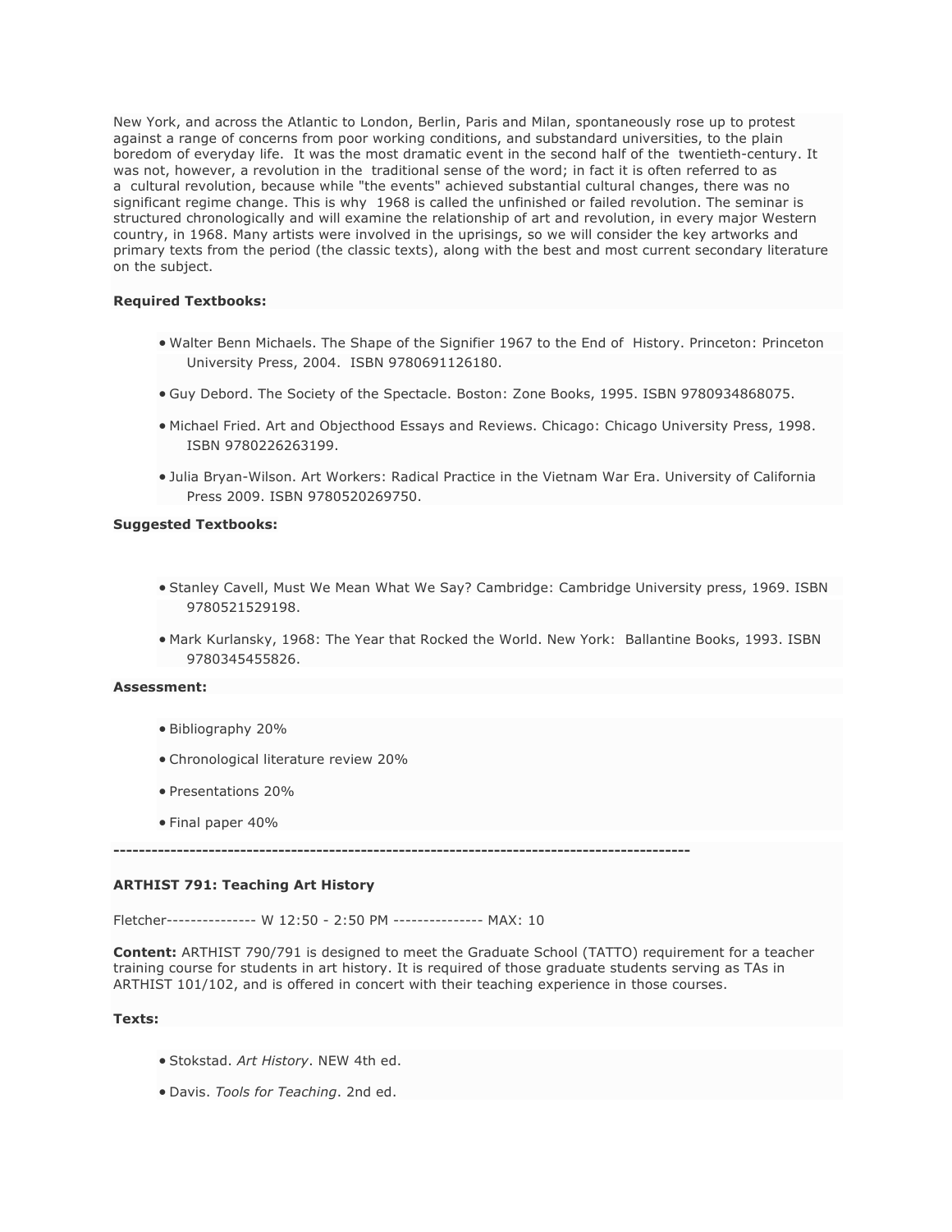New York, and across the Atlantic to London, Berlin, Paris and Milan, spontaneously rose up to protest against a range of concerns from poor working conditions, and substandard universities, to the plain boredom of everyday life. It was the most dramatic event in the second half of the twentieth-century. It was not, however, a revolution in the traditional sense of the word; in fact it is often referred to as a cultural revolution, because while "the events" achieved substantial cultural changes, there was no significant regime change. This is why 1968 is called the unfinished or failed revolution. The seminar is structured chronologically and will examine the relationship of art and revolution, in every major Western country, in 1968. Many artists were involved in the uprisings, so we will consider the key artworks and primary texts from the period (the classic texts), along with the best and most current secondary literature on the subject.

**Required Textbooks:**

- Walter Benn Michaels. The Shape of the Signifier 1967 to the End of History. Princeton: Princeton University Press, 2004. ISBN 9780691126180.
- Guy Debord. The Society of the Spectacle. Boston: Zone Books, 1995. ISBN 9780934868075.
- Michael Fried. Art and Objecthood Essays and Reviews. Chicago: Chicago University Press, 1998. ISBN 9780226263199.
- Julia Bryan-Wilson. Art Workers: Radical Practice in the Vietnam War Era. University of California Press 2009. ISBN 9780520269750.

**Suggested Textbooks:**

- Stanley Cavell, Must We Mean What We Say? Cambridge: Cambridge University press, 1969. ISBN 9780521529198.
- Mark Kurlansky, 1968: The Year that Rocked the World. New York: Ballantine Books, 1993. ISBN 9780345455826.

**Assessment:**

- Bibliography 20%
- Chronological literature review 20%
- Presentations 20%
- Final paper 40%

**--------------------------------------------------------------------------------------------**

**ARTHIST 791: Teaching Art History**

Fletcher--------------- W 12:50 - 2:50 PM --------------- MAX: 10

**Content:** ARTHIST 790/791 is designed to meet the Graduate School (TATTO) requirement for a teacher training course for students in art history. It is required of those graduate students serving as TAs in ARTHIST 101/102, and is offered in concert with their teaching experience in those courses.

**Texts:**

- Stokstad. *Art History*. NEW 4th ed.
- Davis. *Tools for Teaching*. 2nd ed.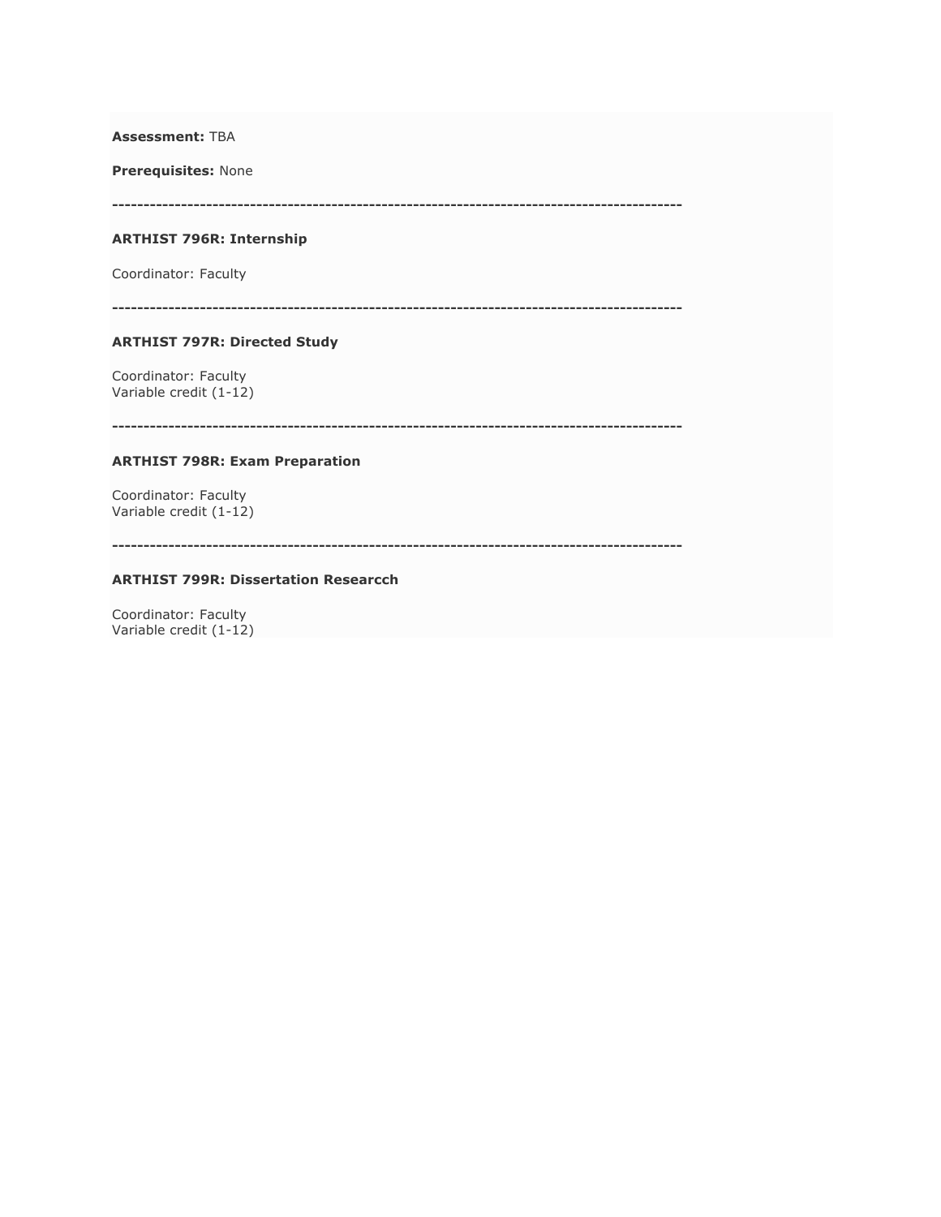**Assessment:** TBA

**Prerequisites:** None

**-----------------------------------------------------------------------------------------**

**ARTHIST 796R: Internship**

Coordinator: Faculty

**-----------------------------------------------------------------------------------------**

**ARTHIST 797R: Directed Study**

Coordinator: Faculty
Variable credit (1-12)

**-----------------------------------------------------------------------------------------**

**ARTHIST 798R: Exam Preparation**

Coordinator: Faculty
Variable credit (1-12)

**-----------------------------------------------------------------------------------------**

**ARTHIST 799R: Dissertation Researcch**

Coordinator: Faculty
Variable credit (1-12)